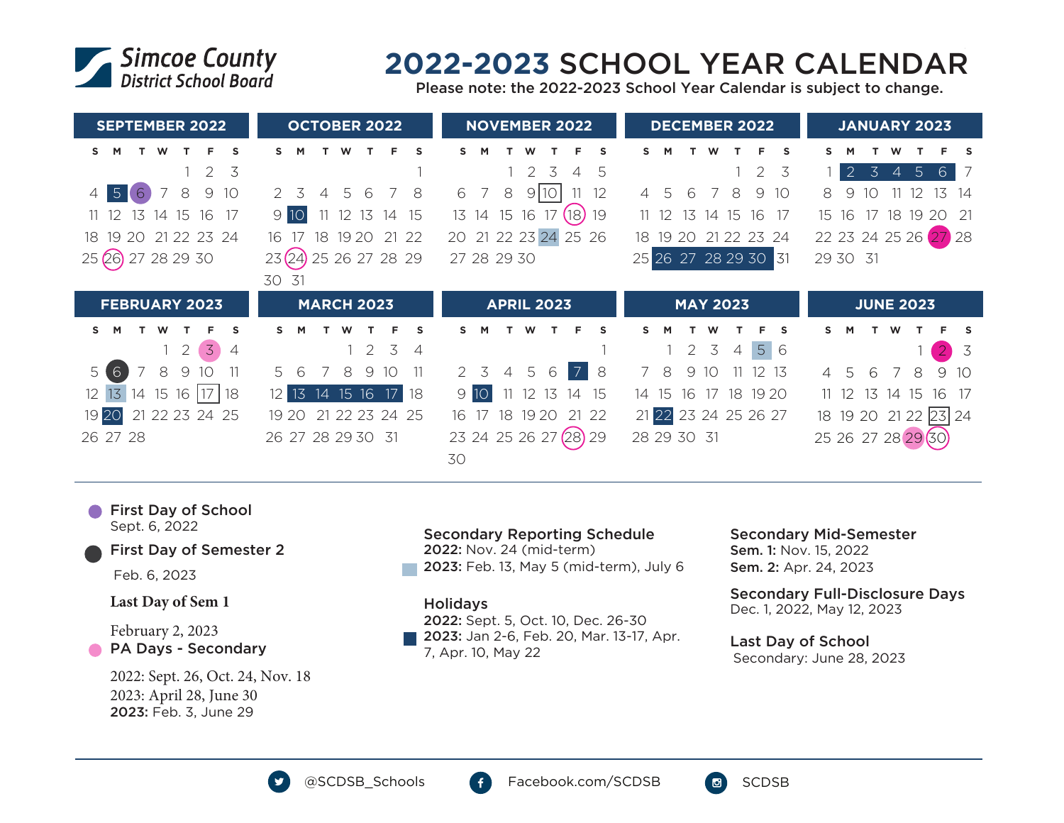Simcoe County District School Board

# 2022-2023 SCHOOL YEAR CALENDAR

Please note: the 2022-2023 School Year Calendar is subject to change.

### SEPTEMBER 2022

| S | M | T | W | T | F | S |
|---|---|---|---|---|---|---|
| | | | | 1 | 2 | 3 |
| 4 | 5 | 6 | 7 | 8 | 9 | 10 |
| 11 | 12 | 13 | 14 | 15 | 16 | 17 |
| 18 | 19 | 20 | 21 | 22 | 23 | 24 |
| 25 | 26 | 27 | 28 | 29 | 30 | |

### OCTOBER 2022

| S | M | T | W | T | F | S |
|---|---|---|---|---|---|---|
| | | | | | | 1 |
| 2 | 3 | 4 | 5 | 6 | 7 | 8 |
| 9 | 10 | 11 | 12 | 13 | 14 | 15 |
| 16 | 17 | 18 | 19 | 20 | 21 | 22 |
| 23 | 24 | 25 | 26 | 27 | 28 | 29 |
| 30 | 31 | | | | | |

### NOVEMBER 2022

| S | M | T | W | T | F | S |
|---|---|---|---|---|---|---|
| | | 1 | 2 | 3 | 4 | 5 |
| 6 | 7 | 8 | 9 | 10 | 11 | 12 |
| 13 | 14 | 15 | 16 | 17 | 18 | 19 |
| 20 | 21 | 22 | 23 | 24 | 25 | 26 |
| 27 | 28 | 29 | 30 | | | |

### DECEMBER 2022

| S | M | T | W | T | F | S |
|---|---|---|---|---|---|---|
| | | | | 1 | 2 | 3 |
| 4 | 5 | 6 | 7 | 8 | 9 | 10 |
| 11 | 12 | 13 | 14 | 15 | 16 | 17 |
| 18 | 19 | 20 | 21 | 22 | 23 | 24 |
| 25 | 26 | 27 | 28 | 29 | 30 | 31 |

### JANUARY 2023

| S | M | T | W | T | F | S |
|---|---|---|---|---|---|---|
| 1 | 2 | 3 | 4 | 5 | 6 | 7 |
| 8 | 9 | 10 | 11 | 12 | 13 | 14 |
| 15 | 16 | 17 | 18 | 19 | 20 | 21 |
| 22 | 23 | 24 | 25 | 26 | 27 | 28 |
| 29 | 30 | 31 | | | | |

### FEBRUARY 2023

| S | M | T | W | T | F | S |
|---|---|---|---|---|---|---|
| | | | 1 | 2 | 3 | 4 |
| 5 | 6 | 7 | 8 | 9 | 10 | 11 |
| 12 | 13 | 14 | 15 | 16 | 17 | 18 |
| 19 | 20 | 21 | 22 | 23 | 24 | 25 |
| 26 | 27 | 28 | | | | |

### MARCH 2023

| S | M | T | W | T | F | S |
|---|---|---|---|---|---|---|
| | | | 1 | 2 | 3 | 4 |
| 5 | 6 | 7 | 8 | 9 | 10 | 11 |
| 12 | 13 | 14 | 15 | 16 | 17 | 18 |
| 19 | 20 | 21 | 22 | 23 | 24 | 25 |
| 26 | 27 | 28 | 29 | 30 | 31 | |

### APRIL 2023

| S | M | T | W | T | F | S |
|---|---|---|---|---|---|---|
| | | | | | | 1 |
| 2 | 3 | 4 | 5 | 6 | 7 | 8 |
| 9 | 10 | 11 | 12 | 13 | 14 | 15 |
| 16 | 17 | 18 | 19 | 20 | 21 | 22 |
| 23 | 24 | 25 | 26 | 27 | 28 | 29 |
| 30 | | | | | | |

### MAY 2023

| S | M | T | W | T | F | S |
|---|---|---|---|---|---|---|
| | 1 | 2 | 3 | 4 | 5 | 6 |
| 7 | 8 | 9 | 10 | 11 | 12 | 13 |
| 14 | 15 | 16 | 17 | 18 | 19 | 20 |
| 21 | 22 | 23 | 24 | 25 | 26 | 27 |
| 28 | 29 | 30 | 31 | | | |

### JUNE 2023

| S | M | T | W | T | F | S |
|---|---|---|---|---|---|---|
| | | | | 1 | 2 | 3 |
| 4 | 5 | 6 | 7 | 8 | 9 | 10 |
| 11 | 12 | 13 | 14 | 15 | 16 | 17 |
| 18 | 19 | 20 | 21 | 22 | 23 | 24 |
| 25 | 26 | 27 | 28 | 29 | 30 | |

**First Day of School**
Sept. 6, 2022

**First Day of Semester 2**
Feb. 6, 2023

**Last Day of Sem 1**
February 2, 2023

**PA Days - Secondary**
2022: Sept. 26, Oct. 24, Nov. 18
2023: April 28, June 30
**2023:** Feb. 3, June 29

**Secondary Reporting Schedule**
**2022:** Nov. 24 (mid-term)
**2023:** Feb. 13, May 5 (mid-term), July 6

**Holidays**
**2022:** Sept. 5, Oct. 10, Dec. 26-30
**2023:** Jan 2-6, Feb. 20, Mar. 13-17, Apr. 7, Apr. 10, May 22

**Secondary Mid-Semester**
**Sem. 1:** Nov. 15, 2022
**Sem. 2:** Apr. 24, 2023

**Secondary Full-Disclosure Days**
Dec. 1, 2022, May 12, 2023

**Last Day of School**
Secondary: June 28, 2023

@SCDSB_Schools    Facebook.com/SCDSB    SCDSB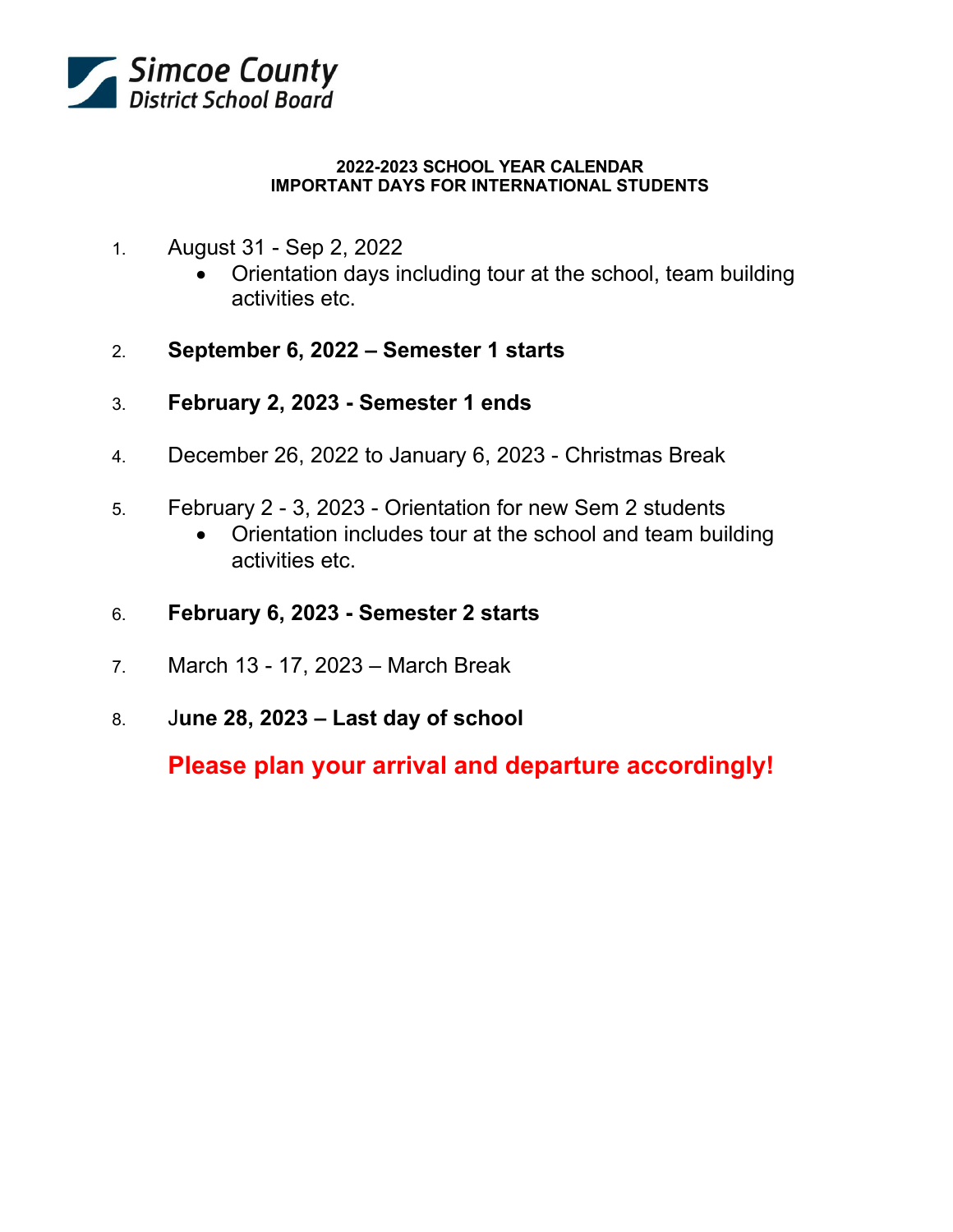Simcoe County District School Board

**2022-2023 SCHOOL YEAR CALENDAR**
**IMPORTANT DAYS FOR INTERNATIONAL STUDENTS**

1. August 31 - Sep 2, 2022
   - Orientation days including tour at the school, team building activities etc.

2. **September 6, 2022 – Semester 1 starts**

3. **February 2, 2023 - Semester 1 ends**

4. December 26, 2022 to January 6, 2023 - Christmas Break

5. February 2 - 3, 2023 - Orientation for new Sem 2 students
   - Orientation includes tour at the school and team building activities etc.

6. **February 6, 2023 - Semester 2 starts**

7. March 13 - 17, 2023 – March Break

8. **June 28, 2023 – Last day of school**

**Please plan your arrival and departure accordingly!**